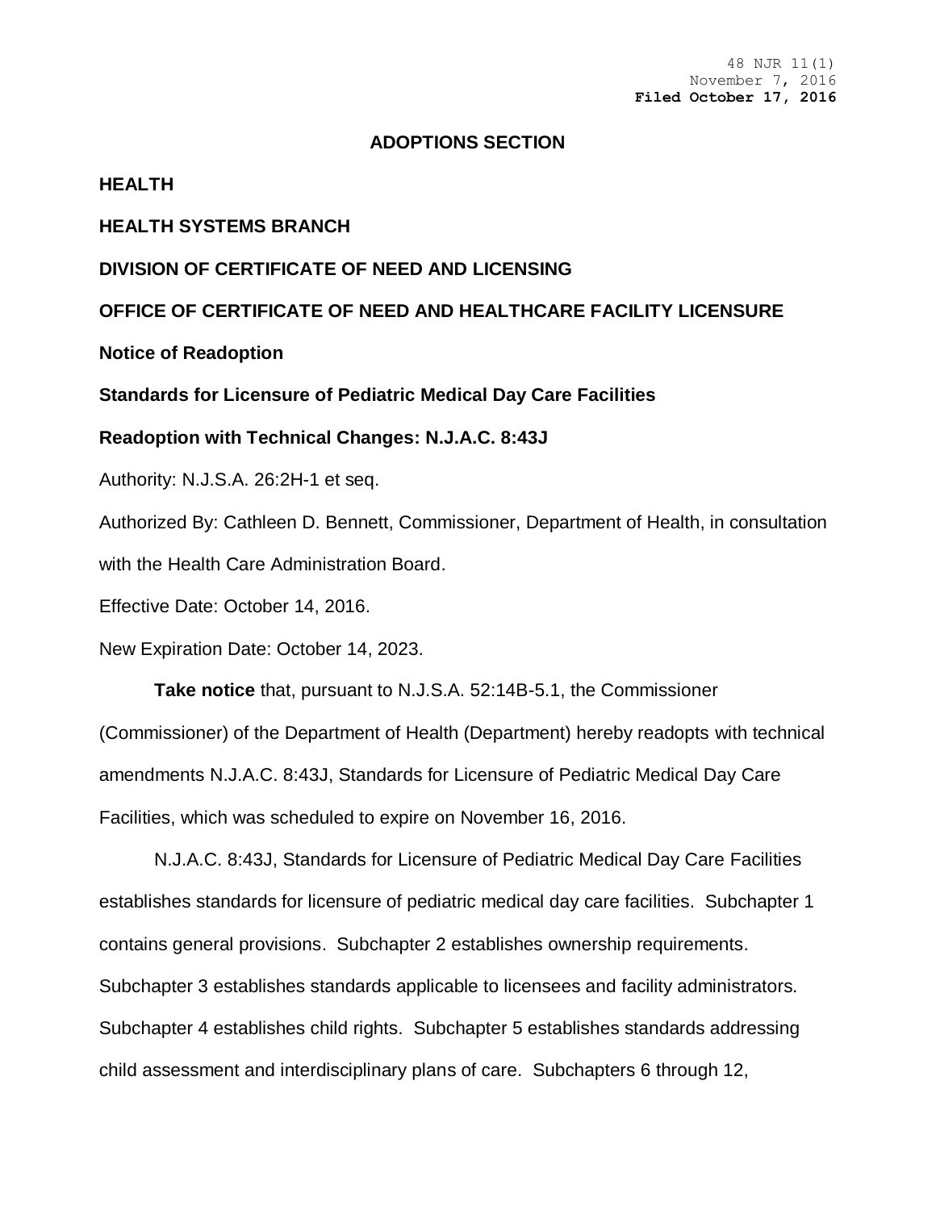48 NJR 11(1)
November 7, 2016
**Filed October 17, 2016**

# ADOPTIONS SECTION

**HEALTH**

**HEALTH SYSTEMS BRANCH**

**DIVISION OF CERTIFICATE OF NEED AND LICENSING**

**OFFICE OF CERTIFICATE OF NEED AND HEALTHCARE FACILITY LICENSURE**

**Notice of Readoption**

**Standards for Licensure of Pediatric Medical Day Care Facilities**

**Readoption with Technical Changes: N.J.A.C. 8:43J**

Authority: N.J.S.A. 26:2H-1 et seq.

Authorized By: Cathleen D. Bennett, Commissioner, Department of Health, in consultation with the Health Care Administration Board.

Effective Date: October 14, 2016.

New Expiration Date: October 14, 2023.

**Take notice** that, pursuant to N.J.S.A. 52:14B-5.1, the Commissioner (Commissioner) of the Department of Health (Department) hereby readopts with technical amendments N.J.A.C. 8:43J, Standards for Licensure of Pediatric Medical Day Care Facilities, which was scheduled to expire on November 16, 2016.

N.J.A.C. 8:43J, Standards for Licensure of Pediatric Medical Day Care Facilities establishes standards for licensure of pediatric medical day care facilities. Subchapter 1 contains general provisions. Subchapter 2 establishes ownership requirements. Subchapter 3 establishes standards applicable to licensees and facility administrators. Subchapter 4 establishes child rights. Subchapter 5 establishes standards addressing child assessment and interdisciplinary plans of care. Subchapters 6 through 12,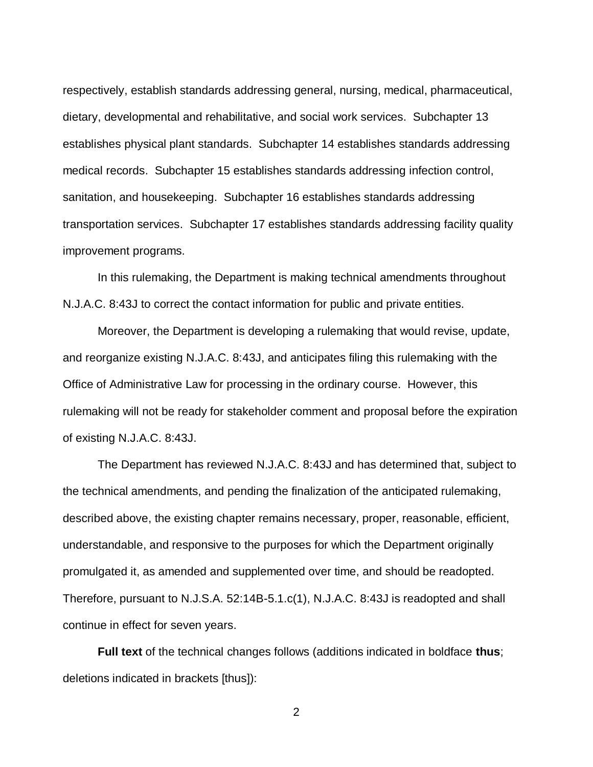respectively, establish standards addressing general, nursing, medical, pharmaceutical, dietary, developmental and rehabilitative, and social work services. Subchapter 13 establishes physical plant standards. Subchapter 14 establishes standards addressing medical records. Subchapter 15 establishes standards addressing infection control, sanitation, and housekeeping. Subchapter 16 establishes standards addressing transportation services. Subchapter 17 establishes standards addressing facility quality improvement programs.

In this rulemaking, the Department is making technical amendments throughout N.J.A.C. 8:43J to correct the contact information for public and private entities.

Moreover, the Department is developing a rulemaking that would revise, update, and reorganize existing N.J.A.C. 8:43J, and anticipates filing this rulemaking with the Office of Administrative Law for processing in the ordinary course. However, this rulemaking will not be ready for stakeholder comment and proposal before the expiration of existing N.J.A.C. 8:43J.

The Department has reviewed N.J.A.C. 8:43J and has determined that, subject to the technical amendments, and pending the finalization of the anticipated rulemaking, described above, the existing chapter remains necessary, proper, reasonable, efficient, understandable, and responsive to the purposes for which the Department originally promulgated it, as amended and supplemented over time, and should be readopted. Therefore, pursuant to N.J.S.A. 52:14B-5.1.c(1), N.J.A.C. 8:43J is readopted and shall continue in effect for seven years.

**Full text** of the technical changes follows (additions indicated in boldface **thus**; deletions indicated in brackets [thus]):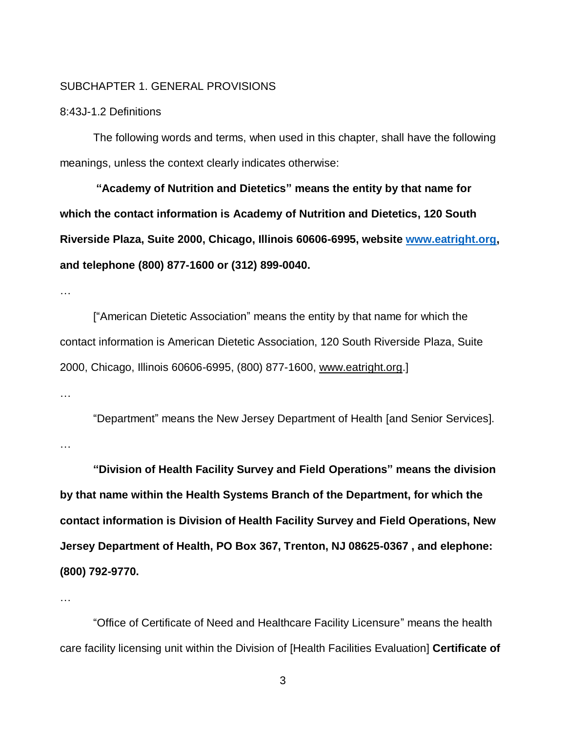SUBCHAPTER 1. GENERAL PROVISIONS

8:43J-1.2 Definitions

The following words and terms, when used in this chapter, shall have the following meanings, unless the context clearly indicates otherwise:

**"Academy of Nutrition and Dietetics" means the entity by that name for which the contact information is Academy of Nutrition and Dietetics, 120 South Riverside Plaza, Suite 2000, Chicago, Illinois 60606-6995, website www.eatright.org, and telephone (800) 877-1600 or (312) 899-0040.**

…

["American Dietetic Association" means the entity by that name for which the contact information is American Dietetic Association, 120 South Riverside Plaza, Suite 2000, Chicago, Illinois 60606-6995, (800) 877-1600, www.eatright.org.]

…

"Department" means the New Jersey Department of Health [and Senior Services].

…

**"Division of Health Facility Survey and Field Operations" means the division by that name within the Health Systems Branch of the Department, for which the contact information is Division of Health Facility Survey and Field Operations, New Jersey Department of Health, PO Box 367, Trenton, NJ 08625-0367 , and elephone: (800) 792-9770.**

…

"Office of Certificate of Need and Healthcare Facility Licensure" means the health care facility licensing unit within the Division of [Health Facilities Evaluation] **Certificate of**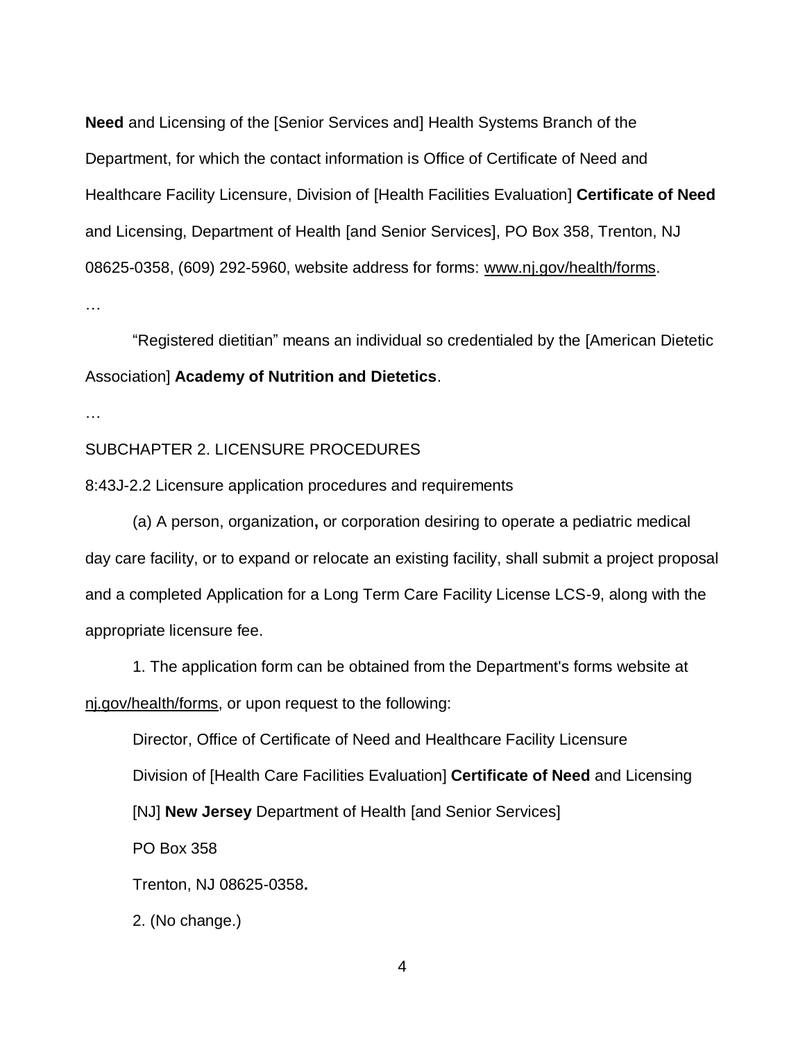**Need** and Licensing of the [Senior Services and] Health Systems Branch of the Department, for which the contact information is Office of Certificate of Need and Healthcare Facility Licensure, Division of [Health Facilities Evaluation] **Certificate of Need** and Licensing, Department of Health [and Senior Services], PO Box 358, Trenton, NJ 08625-0358, (609) 292-5960, website address for forms: www.nj.gov/health/forms.

…

"Registered dietitian" means an individual so credentialed by the [American Dietetic Association] **Academy of Nutrition and Dietetics**.

…

SUBCHAPTER 2. LICENSURE PROCEDURES

8:43J-2.2 Licensure application procedures and requirements

(a) A person, organization**,** or corporation desiring to operate a pediatric medical day care facility, or to expand or relocate an existing facility, shall submit a project proposal and a completed Application for a Long Term Care Facility License LCS-9, along with the appropriate licensure fee.

1. The application form can be obtained from the Department's forms website at nj.gov/health/forms, or upon request to the following:

Director, Office of Certificate of Need and Healthcare Facility Licensure

Division of [Health Care Facilities Evaluation] **Certificate of Need** and Licensing

[NJ] **New Jersey** Department of Health [and Senior Services]

PO Box 358

Trenton, NJ 08625-0358**.**

2. (No change.)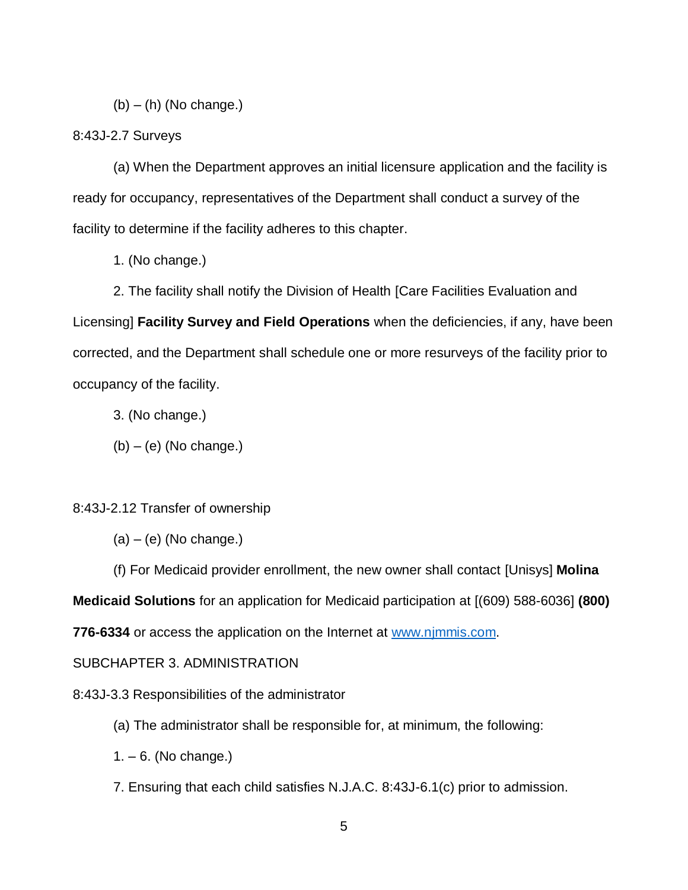(b) – (h) (No change.)

8:43J-2.7 Surveys

(a) When the Department approves an initial licensure application and the facility is ready for occupancy, representatives of the Department shall conduct a survey of the facility to determine if the facility adheres to this chapter.

1. (No change.)

2. The facility shall notify the Division of Health [Care Facilities Evaluation and Licensing] **Facility Survey and Field Operations** when the deficiencies, if any, have been corrected, and the Department shall schedule one or more resurveys of the facility prior to occupancy of the facility.

3. (No change.)

(b) – (e) (No change.)

8:43J-2.12 Transfer of ownership

(a) – (e) (No change.)

(f) For Medicaid provider enrollment, the new owner shall contact [Unisys] **Molina Medicaid Solutions** for an application for Medicaid participation at [(609) 588-6036] **(800) 776-6334** or access the application on the Internet at www.njmmis.com.

SUBCHAPTER 3. ADMINISTRATION

8:43J-3.3 Responsibilities of the administrator

(a) The administrator shall be responsible for, at minimum, the following:

1. – 6. (No change.)

7. Ensuring that each child satisfies N.J.A.C. 8:43J-6.1(c) prior to admission.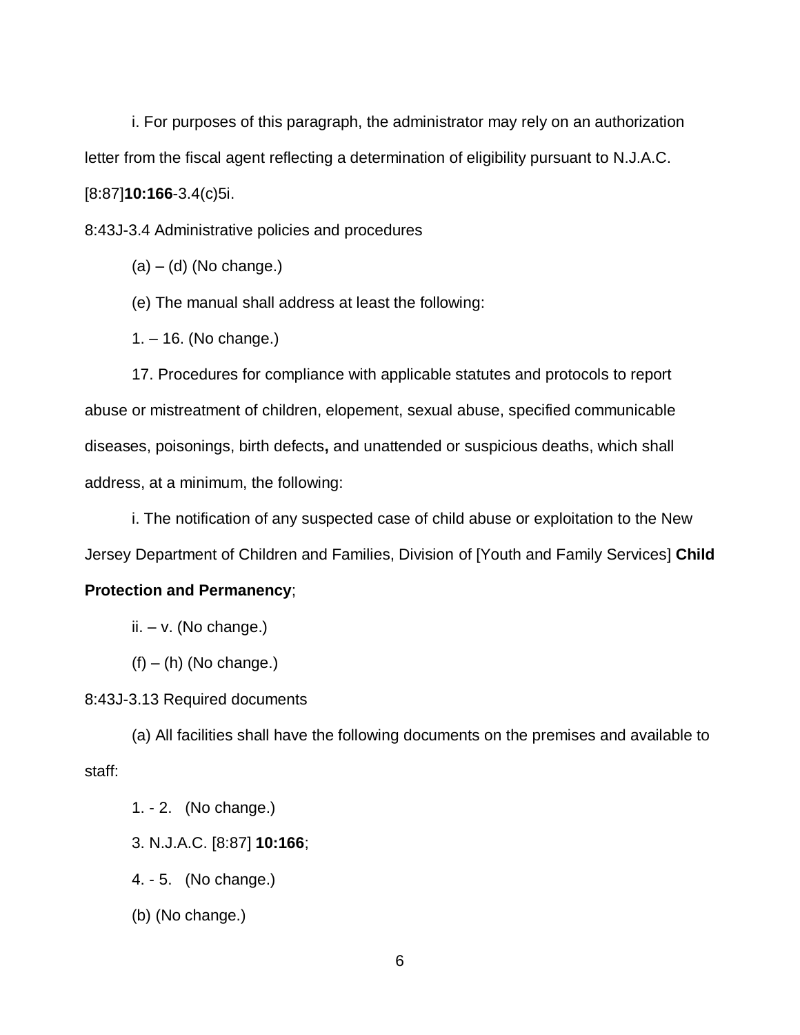i. For purposes of this paragraph, the administrator may rely on an authorization letter from the fiscal agent reflecting a determination of eligibility pursuant to N.J.A.C. [8:87]**10:166**-3.4(c)5i.

8:43J-3.4 Administrative policies and procedures

(a) – (d) (No change.)

(e) The manual shall address at least the following:

1. – 16. (No change.)

17. Procedures for compliance with applicable statutes and protocols to report abuse or mistreatment of children, elopement, sexual abuse, specified communicable diseases, poisonings, birth defects**,** and unattended or suspicious deaths, which shall address, at a minimum, the following:

i. The notification of any suspected case of child abuse or exploitation to the New Jersey Department of Children and Families, Division of [Youth and Family Services] **Child Protection and Permanency**;

ii. – v. (No change.)

(f) – (h) (No change.)

8:43J-3.13 Required documents

(a) All facilities shall have the following documents on the premises and available to staff:

1. - 2. (No change.)

3. N.J.A.C. [8:87] **10:166**;

4. - 5. (No change.)

(b) (No change.)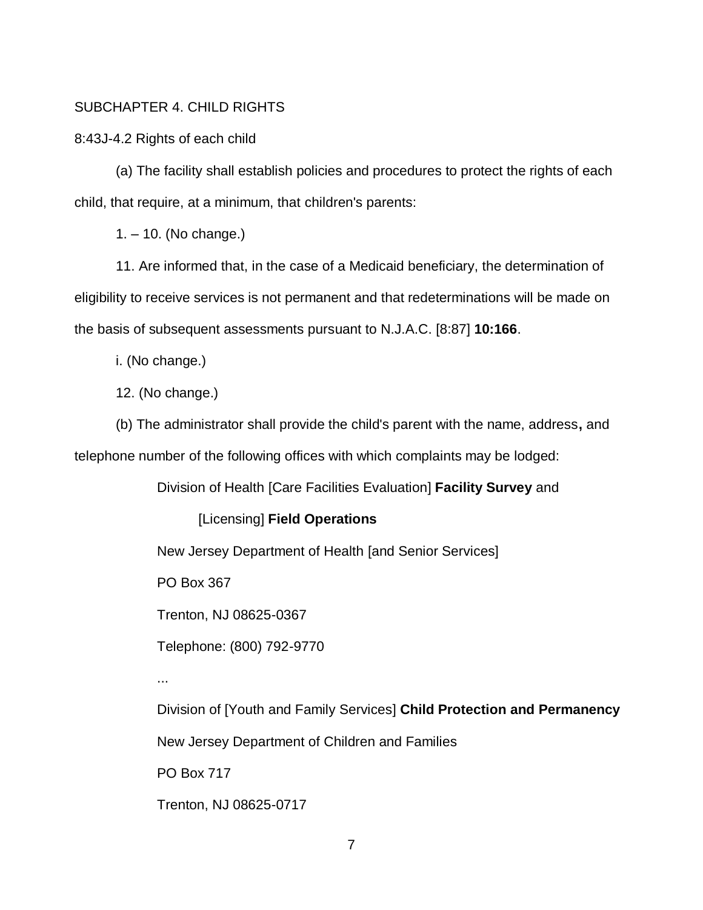SUBCHAPTER 4. CHILD RIGHTS

8:43J-4.2 Rights of each child

(a) The facility shall establish policies and procedures to protect the rights of each child, that require, at a minimum, that children's parents:

1. – 10. (No change.)

11. Are informed that, in the case of a Medicaid beneficiary, the determination of eligibility to receive services is not permanent and that redeterminations will be made on the basis of subsequent assessments pursuant to N.J.A.C. [8:87] **10:166**.

i. (No change.)

12. (No change.)

(b) The administrator shall provide the child's parent with the name, address**,** and telephone number of the following offices with which complaints may be lodged:

Division of Health [Care Facilities Evaluation] **Facility Survey** and

[Licensing] **Field Operations**

New Jersey Department of Health [and Senior Services]

PO Box 367

Trenton, NJ 08625-0367

Telephone: (800) 792-9770

...

Division of [Youth and Family Services] **Child Protection and Permanency**

New Jersey Department of Children and Families

PO Box 717

Trenton, NJ 08625-0717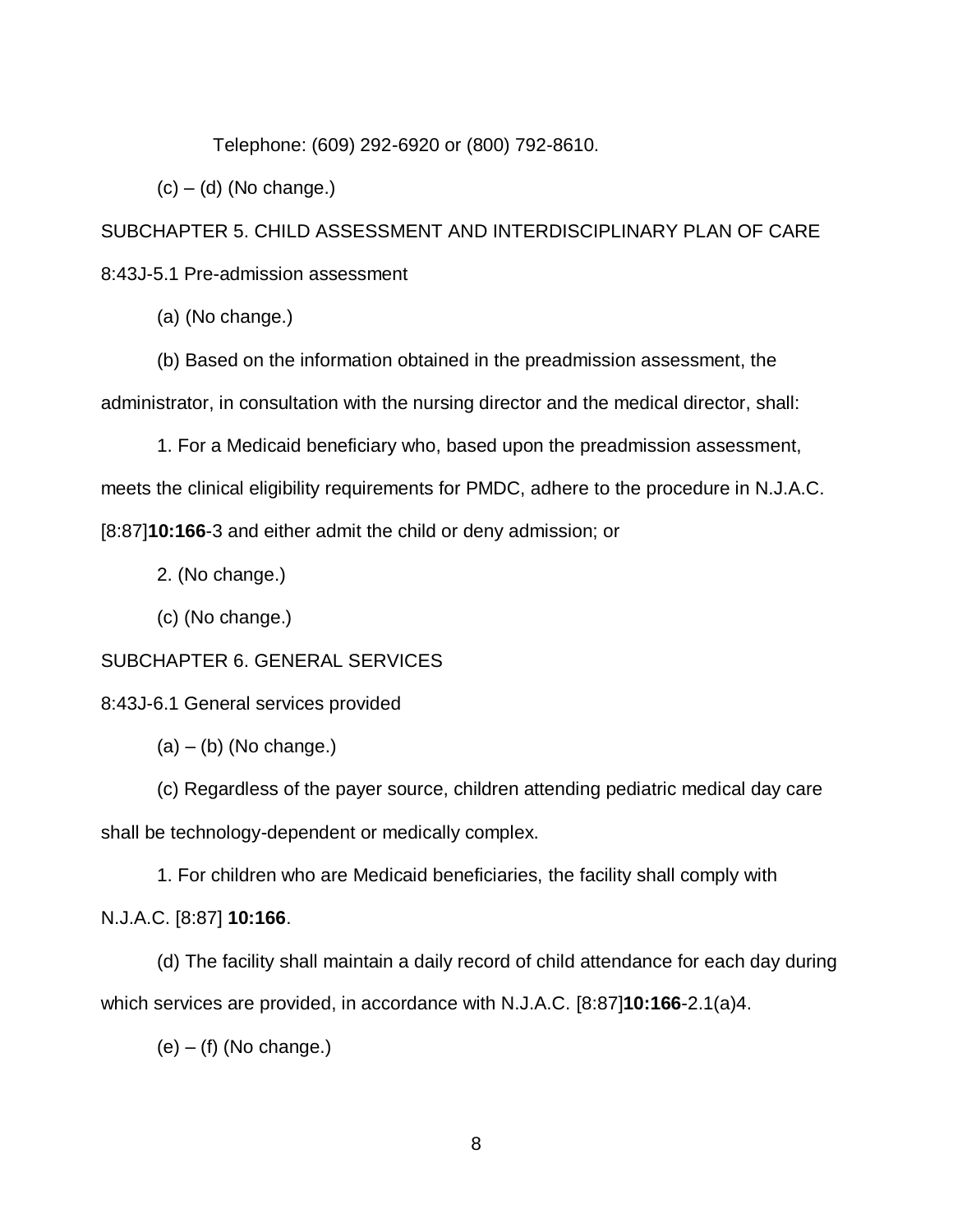Telephone: (609) 292-6920 or (800) 792-8610.

(c) – (d) (No change.)

SUBCHAPTER 5. CHILD ASSESSMENT AND INTERDISCIPLINARY PLAN OF CARE

8:43J-5.1 Pre-admission assessment

(a) (No change.)

(b) Based on the information obtained in the preadmission assessment, the administrator, in consultation with the nursing director and the medical director, shall:

1. For a Medicaid beneficiary who, based upon the preadmission assessment, meets the clinical eligibility requirements for PMDC, adhere to the procedure in N.J.A.C. [8:87]**10:166**-3 and either admit the child or deny admission; or

2. (No change.)

(c) (No change.)

SUBCHAPTER 6. GENERAL SERVICES

8:43J-6.1 General services provided

(a) – (b) (No change.)

(c) Regardless of the payer source, children attending pediatric medical day care shall be technology-dependent or medically complex.

1. For children who are Medicaid beneficiaries, the facility shall comply with N.J.A.C. [8:87] **10:166**.

(d) The facility shall maintain a daily record of child attendance for each day during which services are provided, in accordance with N.J.A.C. [8:87]**10:166**-2.1(a)4.

(e) – (f) (No change.)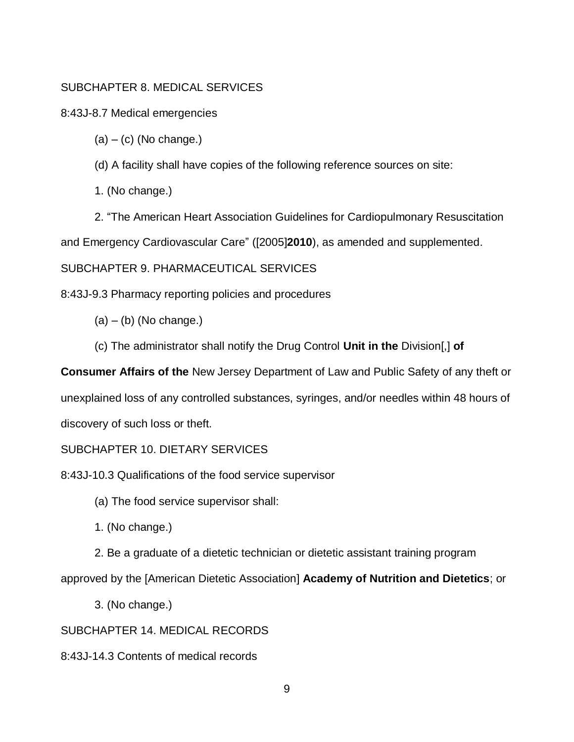SUBCHAPTER 8. MEDICAL SERVICES

8:43J-8.7 Medical emergencies

(a) – (c) (No change.)

(d) A facility shall have copies of the following reference sources on site:

1. (No change.)

2. "The American Heart Association Guidelines for Cardiopulmonary Resuscitation and Emergency Cardiovascular Care" ([2005]**2010**), as amended and supplemented.

SUBCHAPTER 9. PHARMACEUTICAL SERVICES

8:43J-9.3 Pharmacy reporting policies and procedures

(a) – (b) (No change.)

(c) The administrator shall notify the Drug Control **Unit in the** Division[,] **of Consumer Affairs of the** New Jersey Department of Law and Public Safety of any theft or unexplained loss of any controlled substances, syringes, and/or needles within 48 hours of discovery of such loss or theft.

SUBCHAPTER 10. DIETARY SERVICES

8:43J-10.3 Qualifications of the food service supervisor

(a) The food service supervisor shall:

1. (No change.)

2. Be a graduate of a dietetic technician or dietetic assistant training program approved by the [American Dietetic Association] **Academy of Nutrition and Dietetics**; or

3. (No change.)

SUBCHAPTER 14. MEDICAL RECORDS

8:43J-14.3 Contents of medical records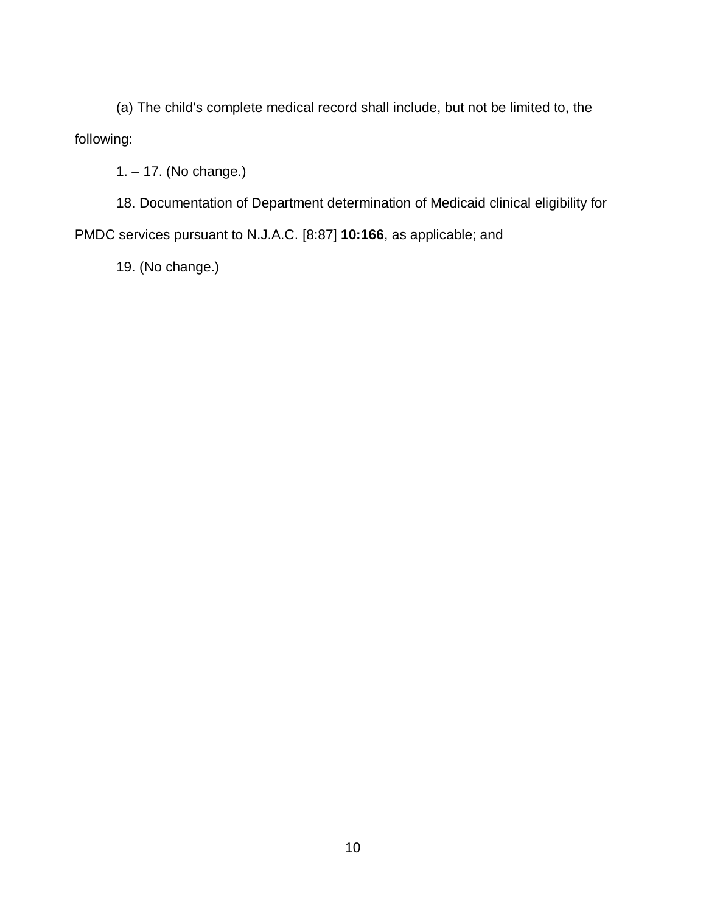(a) The child's complete medical record shall include, but not be limited to, the following:

1. – 17. (No change.)

18. Documentation of Department determination of Medicaid clinical eligibility for PMDC services pursuant to N.J.A.C. [8:87] **10:166**, as applicable; and

19. (No change.)